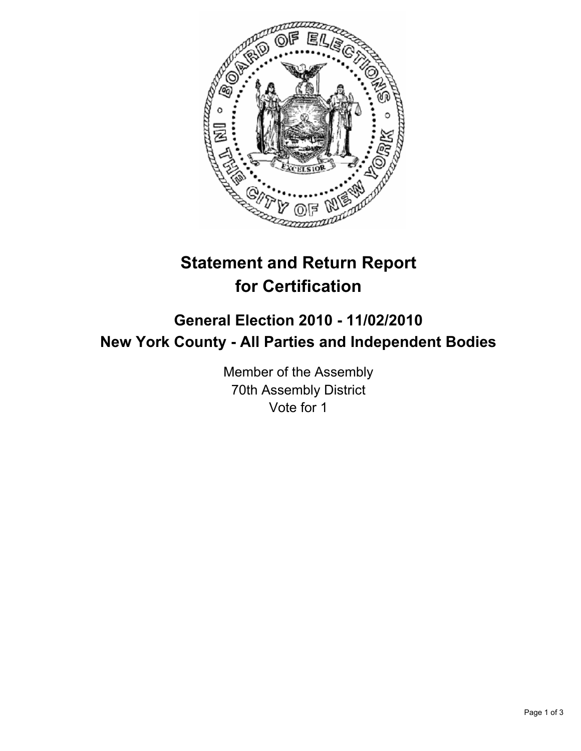# Statement and Return Report for Certification

## General Election 2010 - 11/02/2010
## New York County - All Parties and Independent Bodies

Member of the Assembly
70th Assembly District
Vote for 1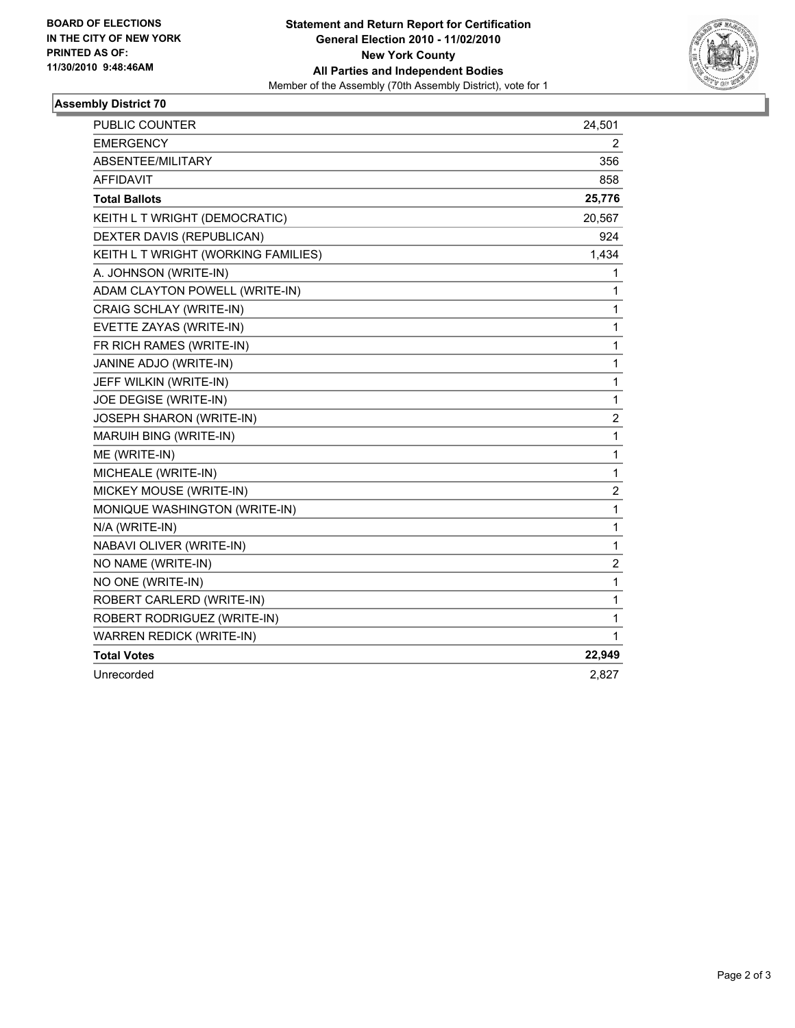**BOARD OF ELECTIONS IN THE CITY OF NEW YORK PRINTED AS OF: 11/30/2010 9:48:46AM**

**Statement and Return Report for Certification**
**General Election 2010 - 11/02/2010**
**New York County**
**All Parties and Independent Bodies**
Member of the Assembly (70th Assembly District), vote for 1

## Assembly District 70

| | |
|---|---|
| PUBLIC COUNTER | 24,501 |
| EMERGENCY | 2 |
| ABSENTEE/MILITARY | 356 |
| AFFIDAVIT | 858 |
| **Total Ballots** | **25,776** |
| KEITH L T WRIGHT (DEMOCRATIC) | 20,567 |
| DEXTER DAVIS (REPUBLICAN) | 924 |
| KEITH L T WRIGHT (WORKING FAMILIES) | 1,434 |
| A. JOHNSON (WRITE-IN) | 1 |
| ADAM CLAYTON POWELL (WRITE-IN) | 1 |
| CRAIG SCHLAY (WRITE-IN) | 1 |
| EVETTE ZAYAS (WRITE-IN) | 1 |
| FR RICH RAMES (WRITE-IN) | 1 |
| JANINE ADJO (WRITE-IN) | 1 |
| JEFF WILKIN (WRITE-IN) | 1 |
| JOE DEGISE (WRITE-IN) | 1 |
| JOSEPH SHARON (WRITE-IN) | 2 |
| MARUIH BING (WRITE-IN) | 1 |
| ME (WRITE-IN) | 1 |
| MICHEALE (WRITE-IN) | 1 |
| MICKEY MOUSE (WRITE-IN) | 2 |
| MONIQUE WASHINGTON (WRITE-IN) | 1 |
| N/A (WRITE-IN) | 1 |
| NABAVI OLIVER (WRITE-IN) | 1 |
| NO NAME (WRITE-IN) | 2 |
| NO ONE (WRITE-IN) | 1 |
| ROBERT CARLERD (WRITE-IN) | 1 |
| ROBERT RODRIGUEZ (WRITE-IN) | 1 |
| WARREN REDICK (WRITE-IN) | 1 |
| **Total Votes** | **22,949** |
| Unrecorded | 2,827 |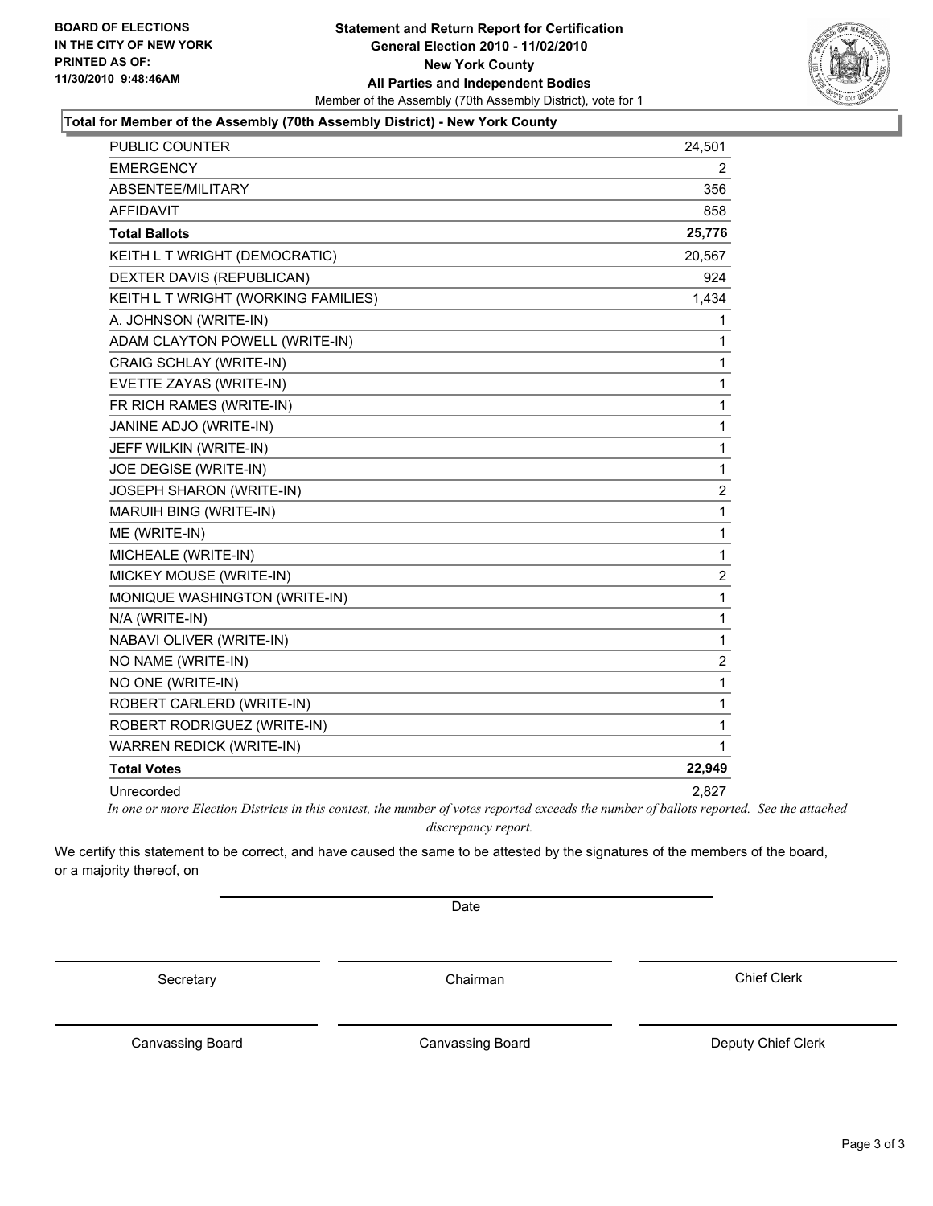**BOARD OF ELECTIONS IN THE CITY OF NEW YORK PRINTED AS OF: 11/30/2010 9:48:46AM**

# Statement and Return Report for Certification
## General Election 2010 - 11/02/2010
## New York County
## All Parties and Independent Bodies

Member of the Assembly (70th Assembly District), vote for 1

### Total for Member of the Assembly (70th Assembly District) - New York County

| | |
|---|---|
| PUBLIC COUNTER | 24,501 |
| EMERGENCY | 2 |
| ABSENTEE/MILITARY | 356 |
| AFFIDAVIT | 858 |
| **Total Ballots** | **25,776** |
| KEITH L T WRIGHT (DEMOCRATIC) | 20,567 |
| DEXTER DAVIS (REPUBLICAN) | 924 |
| KEITH L T WRIGHT (WORKING FAMILIES) | 1,434 |
| A. JOHNSON (WRITE-IN) | 1 |
| ADAM CLAYTON POWELL (WRITE-IN) | 1 |
| CRAIG SCHLAY (WRITE-IN) | 1 |
| EVETTE ZAYAS (WRITE-IN) | 1 |
| FR RICH RAMES (WRITE-IN) | 1 |
| JANINE ADJO (WRITE-IN) | 1 |
| JEFF WILKIN (WRITE-IN) | 1 |
| JOE DEGISE (WRITE-IN) | 1 |
| JOSEPH SHARON (WRITE-IN) | 2 |
| MARUIH BING (WRITE-IN) | 1 |
| ME (WRITE-IN) | 1 |
| MICHEALE (WRITE-IN) | 1 |
| MICKEY MOUSE (WRITE-IN) | 2 |
| MONIQUE WASHINGTON (WRITE-IN) | 1 |
| N/A (WRITE-IN) | 1 |
| NABAVI OLIVER (WRITE-IN) | 1 |
| NO NAME (WRITE-IN) | 2 |
| NO ONE (WRITE-IN) | 1 |
| ROBERT CARLERD (WRITE-IN) | 1 |
| ROBERT RODRIGUEZ (WRITE-IN) | 1 |
| WARREN REDICK (WRITE-IN) | 1 |
| **Total Votes** | **22,949** |
| Unrecorded | 2,827 |

*In one or more Election Districts in this contest, the number of votes reported exceeds the number of ballots reported. See the attached discrepancy report.*

We certify this statement to be correct, and have caused the same to be attested by the signatures of the members of the board, or a majority thereof, on

Date

Secretary

Chairman

Chief Clerk

Canvassing Board

Canvassing Board

Deputy Chief Clerk